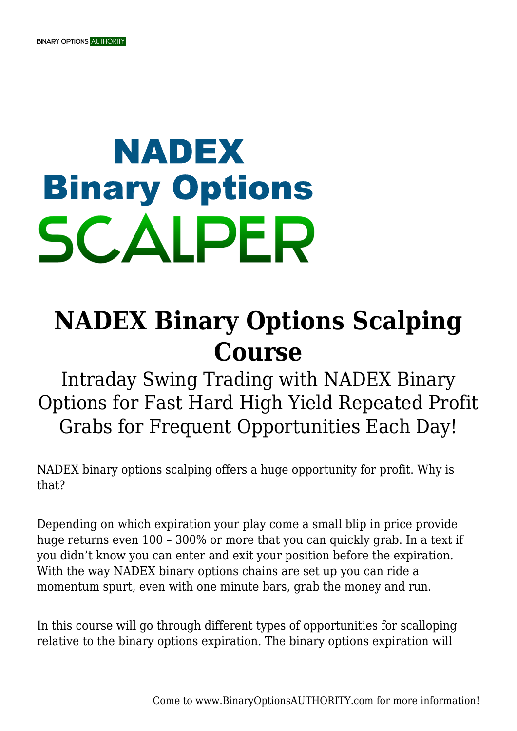# NADEX Binary Options SCALPER

## NADEX Binary Options Scalping Course

Intraday Swing Trading with NADEX Binary Options for Fast Hard High Yield Repeated Profit Grabs for Frequent Opportunities Each Day!

NADEX binary options scalping offers a huge opportunity for profit. Why is that?

Depending on which expiration your play come a small blip in price provide huge returns even 100 – 300% or more that you can quickly grab. In a text if you didn't know you can enter and exit your position before the expiration. With the way NADEX binary options chains are set up you can ride a momentum spurt, even with one minute bars, grab the money and run.

In this course will go through different types of opportunities for scalloping relative to the binary options expiration. The binary options expiration will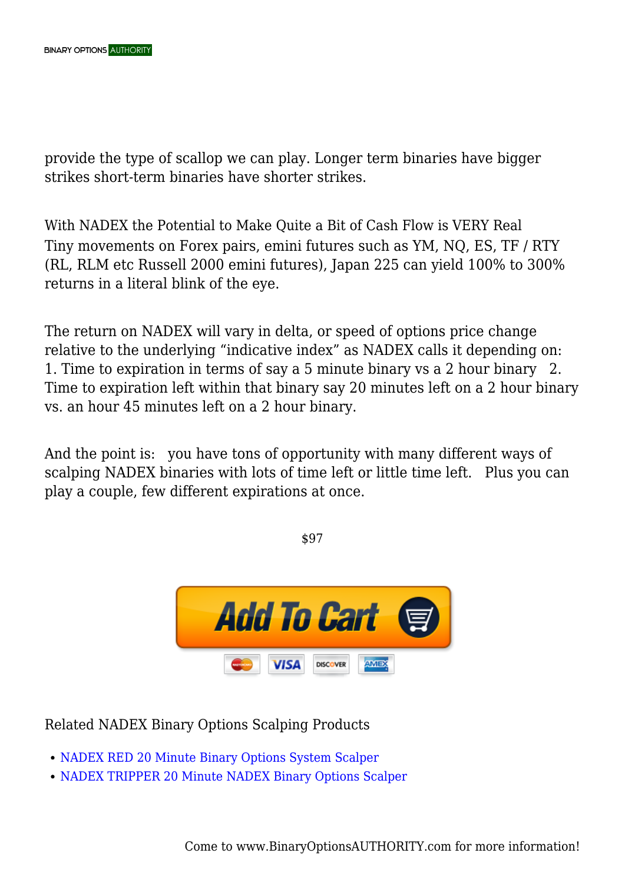provide the type of scallop we can play. Longer term binaries have bigger strikes short-term binaries have shorter strikes.

With NADEX the Potential to Make Quite a Bit of Cash Flow is VERY Real
Tiny movements on Forex pairs, emini futures such as YM, NQ, ES, TF / RTY (RL, RLM etc Russell 2000 emini futures), Japan 225 can yield 100% to 300% returns in a literal blink of the eye.

The return on NADEX will vary in delta, or speed of options price change relative to the underlying “indicative index” as NADEX calls it depending on: 1. Time to expiration in terms of say a 5 minute binary vs a 2 hour binary 2. Time to expiration left within that binary say 20 minutes left on a 2 hour binary vs. an hour 45 minutes left on a 2 hour binary.

And the point is: you have tons of opportunity with many different ways of scalping NADEX binaries with lots of time left or little time left. Plus you can play a couple, few different expirations at once.

$97

Related NADEX Binary Options Scalping Products

- NADEX RED 20 Minute Binary Options System Scalper
- NADEX TRIPPER 20 Minute NADEX Binary Options Scalper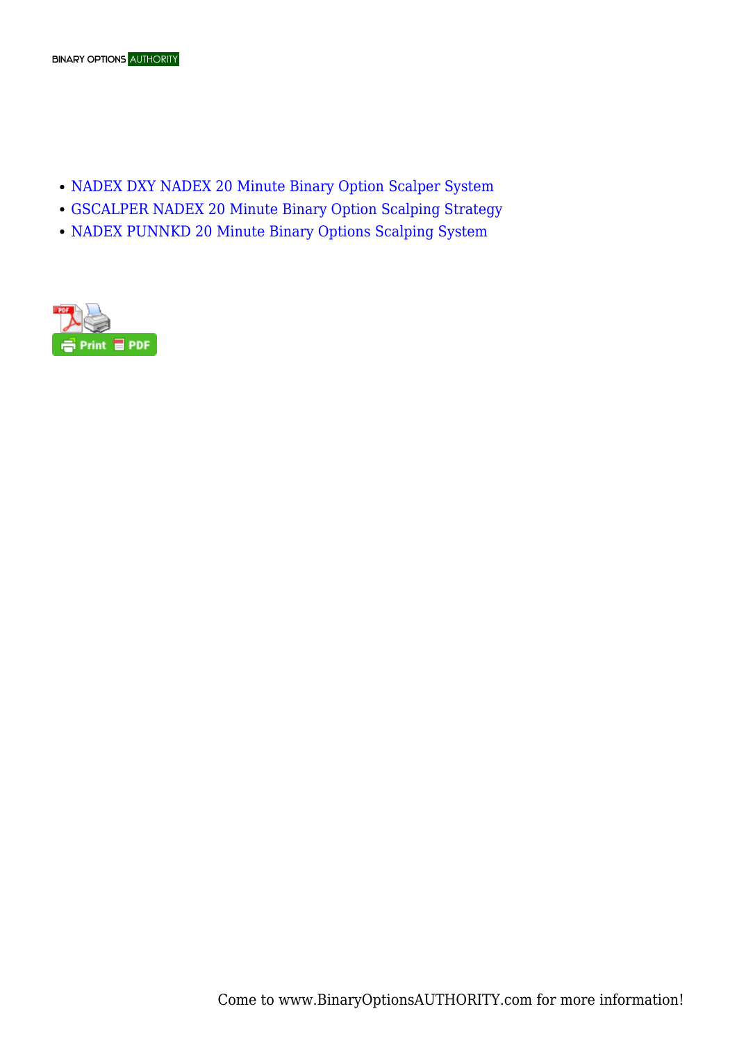- NADEX DXY NADEX 20 Minute Binary Option Scalper System
- GSCALPER NADEX 20 Minute Binary Option Scalping Strategy
- NADEX PUNNKD 20 Minute Binary Options Scalping System